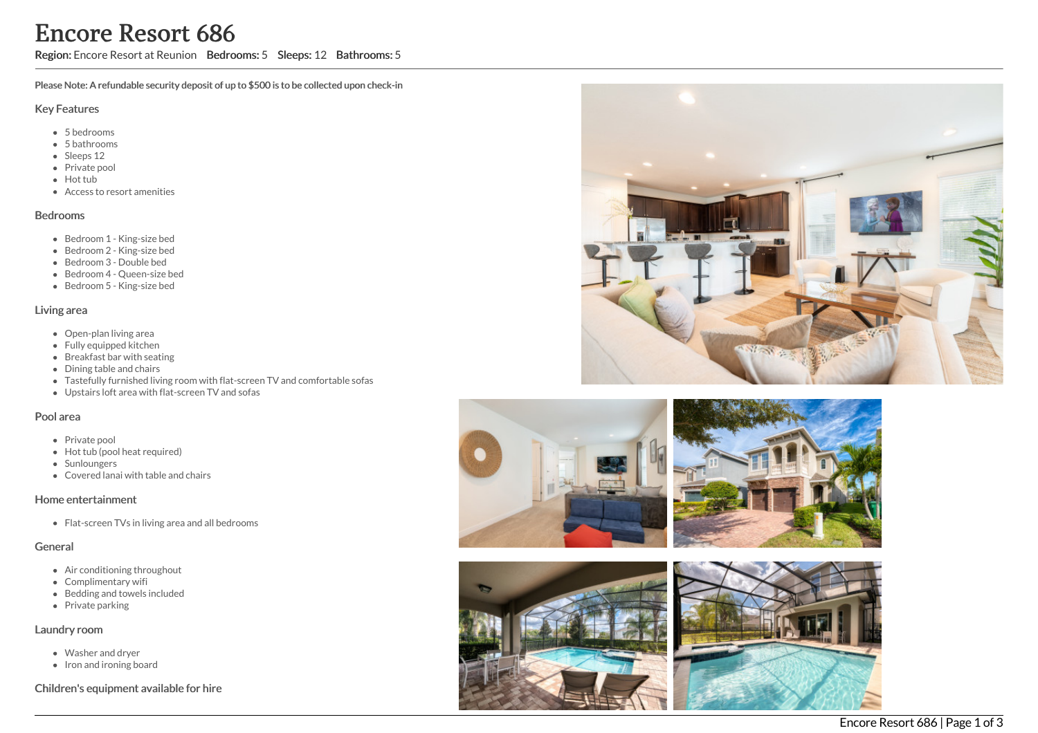# Encore Resort 686

**Region:** Encore Resort at Reunion **Bedrooms:** 5 **Sleeps:** 12 **Bathrooms:** 5

**Please Note: A refundable security deposit of up to $500 is to be collected upon check-in**

## Key Features

- 5 bedrooms
- 5 bathrooms
- Sleeps 12
- Private pool
- Hot tub
- Access to resort amenities

## Bedrooms

- Bedroom 1 - King-size bed
- Bedroom 2 - King-size bed
- Bedroom 3 - Double bed
- Bedroom 4 - Queen-size bed
- Bedroom 5 - King-size bed

## Living area

- Open-plan living area
- Fully equipped kitchen
- Breakfast bar with seating
- Dining table and chairs
- Tastefully furnished living room with flat-screen TV and comfortable sofas
- Upstairs loft area with flat-screen TV and sofas

## Pool area

- Private pool
- Hot tub (pool heat required)
- Sunloungers
- Covered lanai with table and chairs

## Home entertainment

- Flat-screen TVs in living area and all bedrooms

## General

- Air conditioning throughout
- Complimentary wifi
- Bedding and towels included
- Private parking

## Laundry room

- Washer and dryer
- Iron and ironing board

## Children's equipment available for hire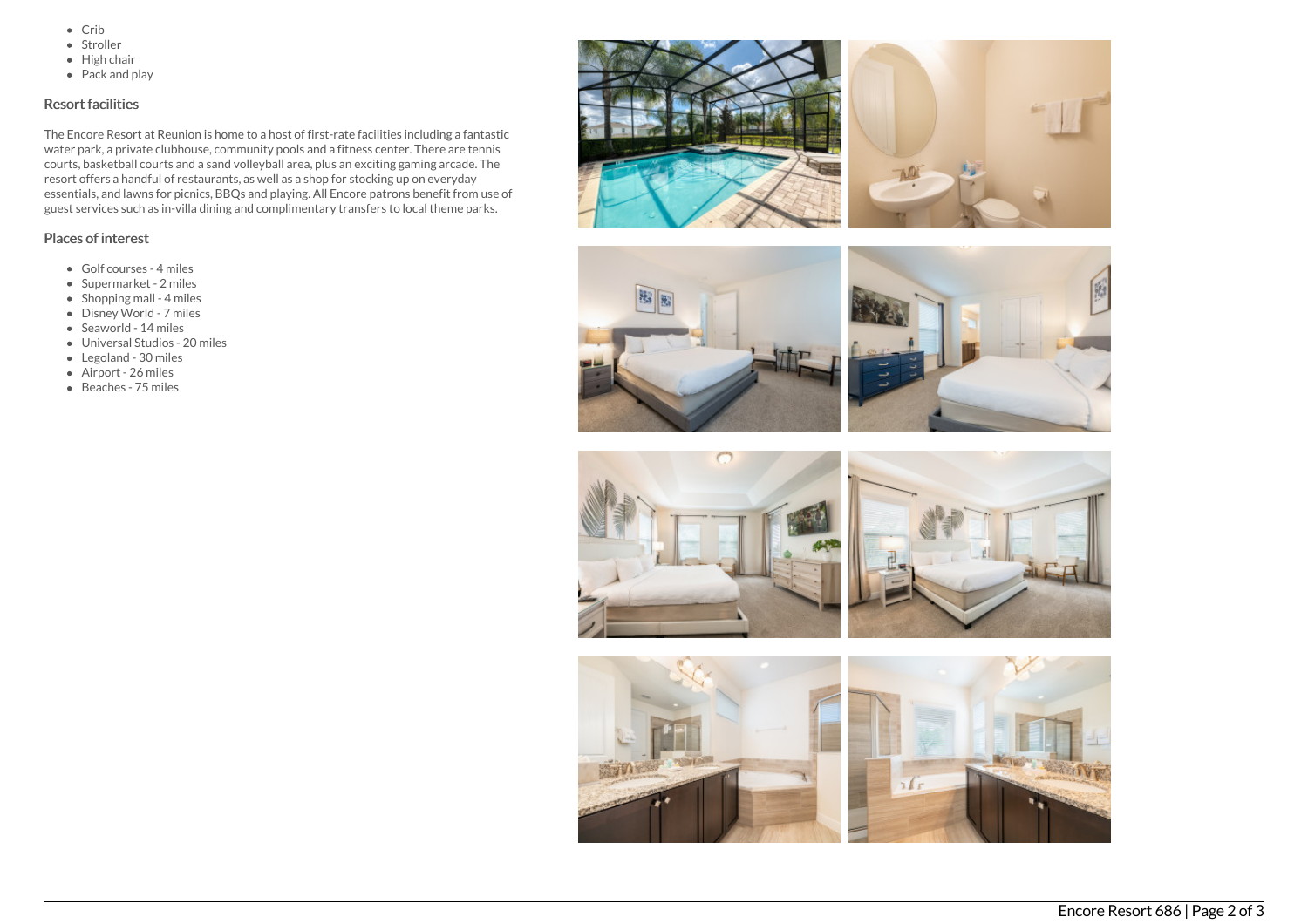- Crib
- Stroller
- High chair
- Pack and play

## Resort facilities

The Encore Resort at Reunion is home to a host of first-rate facilities including a fantastic water park, a private clubhouse, community pools and a fitness center. There are tennis courts, basketball courts and a sand volleyball area, plus an exciting gaming arcade. The resort offers a handful of restaurants, as well as a shop for stocking up on everyday essentials, and lawns for picnics, BBQs and playing. All Encore patrons benefit from use of guest services such as in-villa dining and complimentary transfers to local theme parks.

## Places of interest

- Golf courses - 4 miles
- Supermarket - 2 miles
- Shopping mall - 4 miles
- Disney World - 7 miles
- Seaworld - 14 miles
- Universal Studios - 20 miles
- Legoland - 30 miles
- Airport - 26 miles
- Beaches - 75 miles